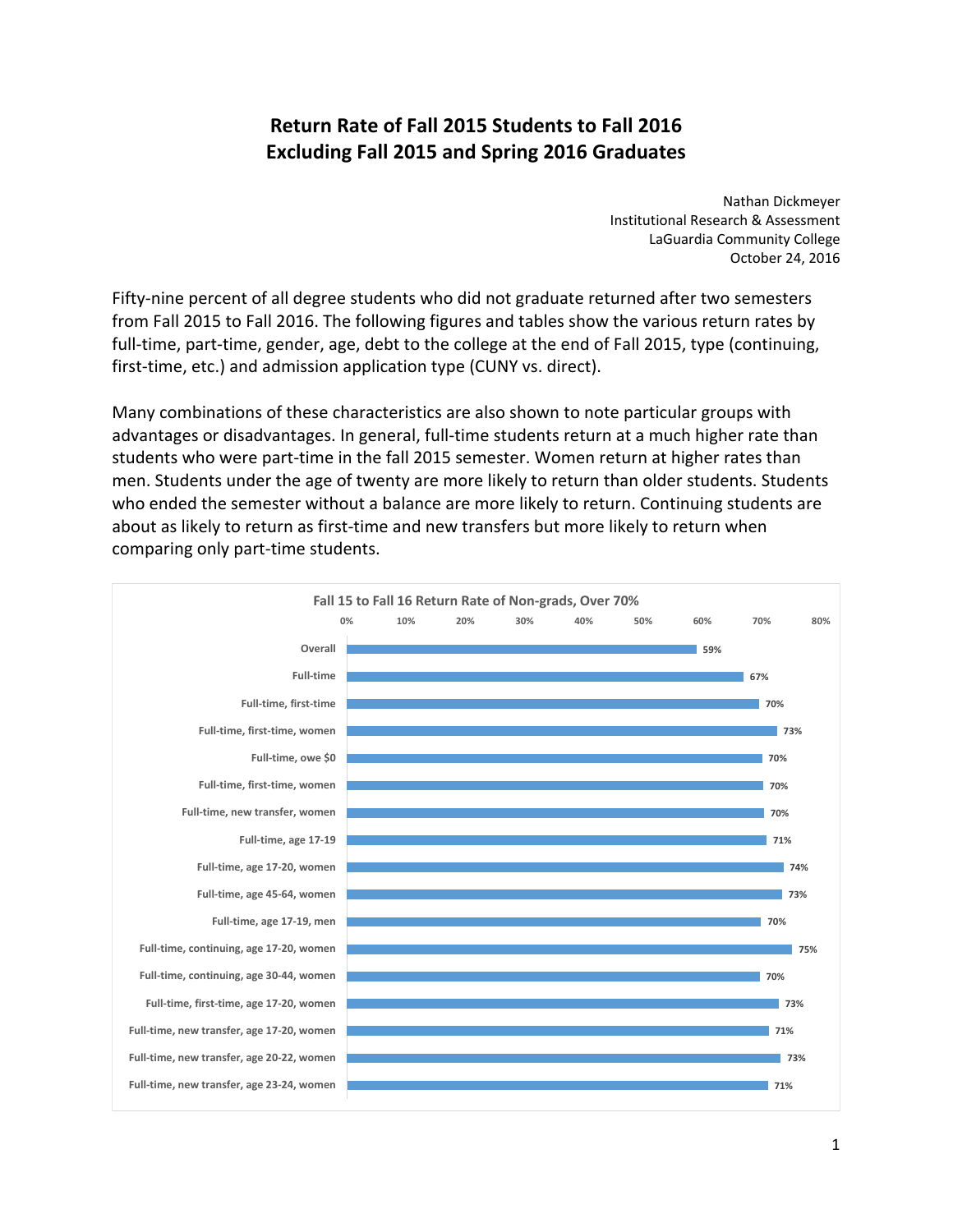# Return Rate of Fall 2015 Students to Fall 2016
# Excluding Fall 2015 and Spring 2016 Graduates

Nathan Dickmeyer
Institutional Research & Assessment
LaGuardia Community College
October 24, 2016

Fifty-nine percent of all degree students who did not graduate returned after two semesters from Fall 2015 to Fall 2016. The following figures and tables show the various return rates by full-time, part-time, gender, age, debt to the college at the end of Fall 2015, type (continuing, first-time, etc.) and admission application type (CUNY vs. direct).

Many combinations of these characteristics are also shown to note particular groups with advantages or disadvantages. In general, full-time students return at a much higher rate than students who were part-time in the fall 2015 semester. Women return at higher rates than men. Students under the age of twenty are more likely to return than older students. Students who ended the semester without a balance are more likely to return. Continuing students are about as likely to return as first-time and new transfers but more likely to return when comparing only part-time students.

**Fall 15 to Fall 16 Return Rate of Non-grads, Over 70%**

| Group | Return Rate |
|---|---|
| Overall | 59% |
| Full-time | 67% |
| Full-time, first-time | 70% |
| Full-time, first-time, women | 73% |
| Full-time, owe $0 | 70% |
| Full-time, first-time, women | 70% |
| Full-time, new transfer, women | 70% |
| Full-time, age 17-19 | 71% |
| Full-time, age 17-20, women | 74% |
| Full-time, age 45-64, women | 73% |
| Full-time, age 17-19, men | 70% |
| Full-time, continuing, age 17-20, women | 75% |
| Full-time, continuing, age 30-44, women | 70% |
| Full-time, first-time, age 17-20, women | 73% |
| Full-time, new transfer, age 17-20, women | 71% |
| Full-time, new transfer, age 20-22, women | 73% |
| Full-time, new transfer, age 23-24, women | 71% |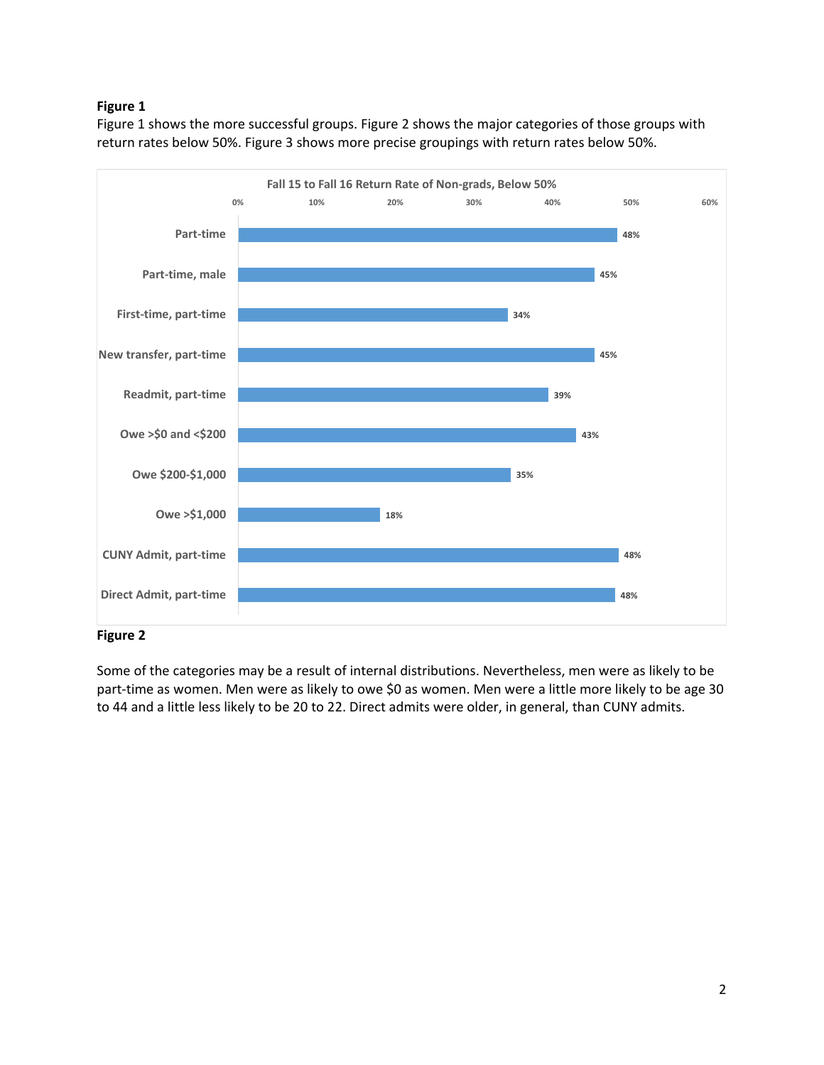**Figure 1**

Figure 1 shows the more successful groups. Figure 2 shows the major categories of those groups with return rates below 50%. Figure 3 shows more precise groupings with return rates below 50%.

**Fall 15 to Fall 16 Return Rate of Non-grads, Below 50%**

| Group | Return Rate |
|---|---|
| Part-time | 48% |
| Part-time, male | 45% |
| First-time, part-time | 34% |
| New transfer, part-time | 45% |
| Readmit, part-time | 39% |
| Owe >$0 and <$200 | 43% |
| Owe $200-$1,000 | 35% |
| Owe >$1,000 | 18% |
| CUNY Admit, part-time | 48% |
| Direct Admit, part-time | 48% |

**Figure 2**

Some of the categories may be a result of internal distributions. Nevertheless, men were as likely to be part-time as women. Men were as likely to owe $0 as women. Men were a little more likely to be age 30 to 44 and a little less likely to be 20 to 22. Direct admits were older, in general, than CUNY admits.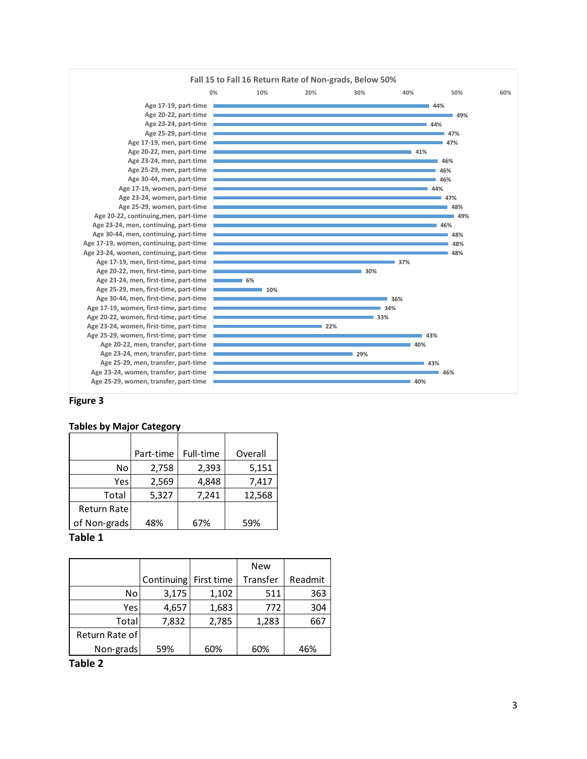**Fall 15 to Fall 16 Return Rate of Non-grads, Below 50%**

| Group | Return Rate |
|---|---|
| Age 17-19, part-time | 44% |
| Age 20-22, part-time | 49% |
| Age 23-24, part-time | 44% |
| Age 25-29, part-time | 47% |
| Age 17-19, men, part-time | 47% |
| Age 20-22, men, part-time | 41% |
| Age 23-24, men, part-time | 46% |
| Age 25-29, men, part-time | 46% |
| Age 30-44, men, part-time | 46% |
| Age 17-19, women, part-time | 44% |
| Age 23-24, women, part-time | 47% |
| Age 25-29, women, part-time | 48% |
| Age 20-22, continuing,men, part-time | 49% |
| Age 23-24, men, continuing, part-time | 46% |
| Age 30-44, men, continuing, part-time | 48% |
| Age 17-19, women, continuing, part-time | 48% |
| Age 23-24, women, continuing, part-time | 48% |
| Age 17-19, men, first-time, part-time | 37% |
| Age 20-22, men, first-time, part-time | 30% |
| Age 23-24, men, first-time, part-time | 6% |
| Age 25-29, men, first-time, part-time | 10% |
| Age 30-44, men, first-time, part-time | 36% |
| Age 17-19, women, first-time, part-time | 34% |
| Age 20-22, women, first-time, part-time | 33% |
| Age 23-24, women, first-time, part-time | 22% |
| Age 25-29, women, first-time, part-time | 43% |
| Age 20-22, men, transfer, part-time | 40% |
| Age 23-24, men, transfer, part-time | 29% |
| Age 25-29, men, transfer, part-time | 43% |
| Age 23-24, women, transfer, part-time | 46% |
| Age 25-29, women, transfer, part-time | 40% |

**Figure 3**

## Tables by Major Category

| | Part-time | Full-time | Overall |
|---|---|---|---|
| No | 2,758 | 2,393 | 5,151 |
| Yes | 2,569 | 4,848 | 7,417 |
| Total | 5,327 | 7,241 | 12,568 |
| Return Rate of Non-grads | 48% | 67% | 59% |

**Table 1**

| | Continuing | First time | New Transfer | Readmit |
|---|---|---|---|---|
| No | 3,175 | 1,102 | 511 | 363 |
| Yes | 4,657 | 1,683 | 772 | 304 |
| Total | 7,832 | 2,785 | 1,283 | 667 |
| Return Rate of Non-grads | 59% | 60% | 60% | 46% |

**Table 2**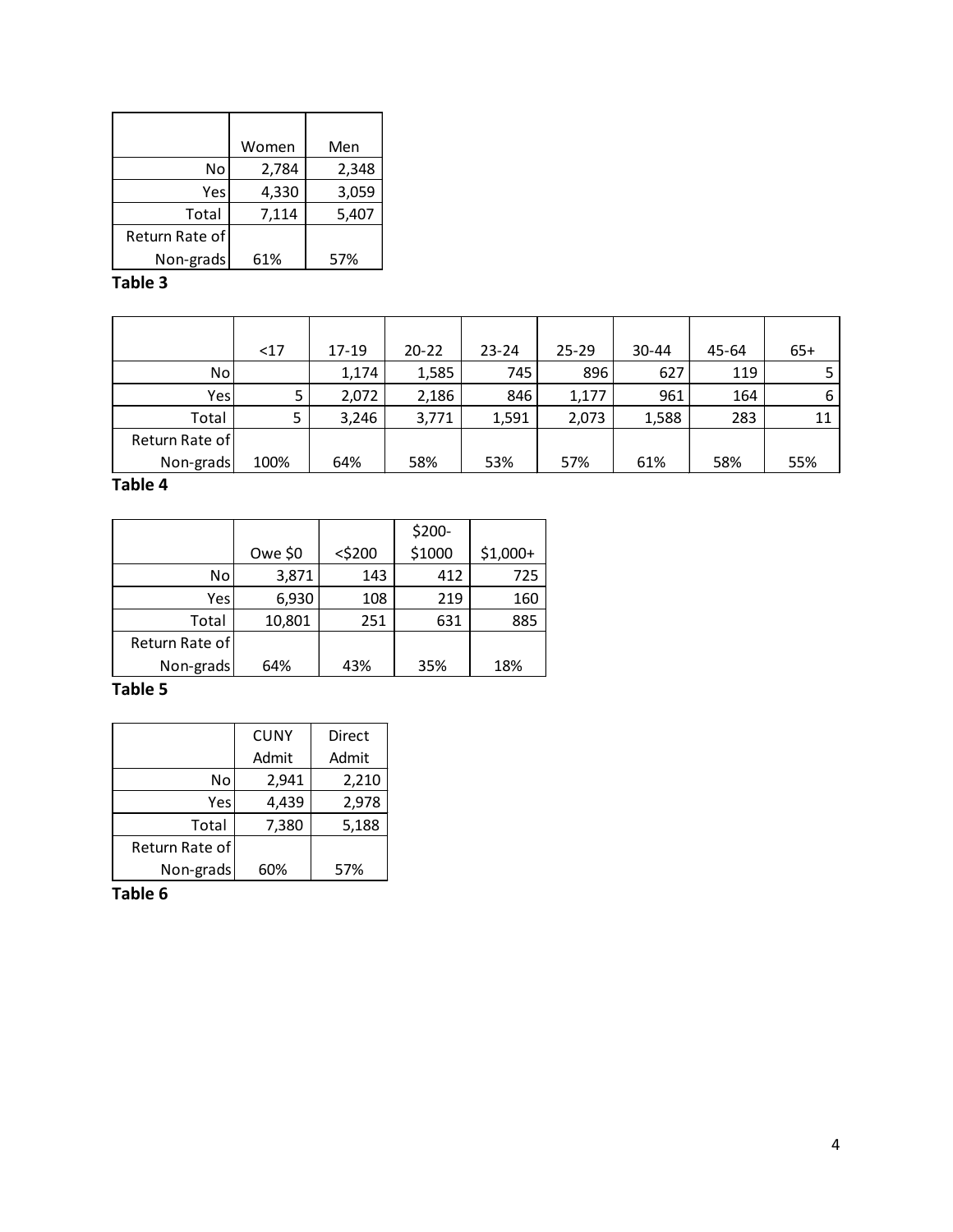| | Women | Men |
|---|---|---|
| No | 2,784 | 2,348 |
| Yes | 4,330 | 3,059 |
| Total | 7,114 | 5,407 |
| Return Rate of Non-grads | 61% | 57% |

**Table 3**

| | <17 | 17-19 | 20-22 | 23-24 | 25-29 | 30-44 | 45-64 | 65+ |
|---|---|---|---|---|---|---|---|---|
| No | | 1,174 | 1,585 | 745 | 896 | 627 | 119 | 5 |
| Yes | 5 | 2,072 | 2,186 | 846 | 1,177 | 961 | 164 | 6 |
| Total | 5 | 3,246 | 3,771 | 1,591 | 2,073 | 1,588 | 283 | 11 |
| Return Rate of Non-grads | 100% | 64% | 58% | 53% | 57% | 61% | 58% | 55% |

**Table 4**

| | Owe $0 | <$200 | $200-$1000 | $1,000+ |
|---|---|---|---|---|
| No | 3,871 | 143 | 412 | 725 |
| Yes | 6,930 | 108 | 219 | 160 |
| Total | 10,801 | 251 | 631 | 885 |
| Return Rate of Non-grads | 64% | 43% | 35% | 18% |

**Table 5**

| | CUNY Admit | Direct Admit |
|---|---|---|
| No | 2,941 | 2,210 |
| Yes | 4,439 | 2,978 |
| Total | 7,380 | 5,188 |
| Return Rate of Non-grads | 60% | 57% |

**Table 6**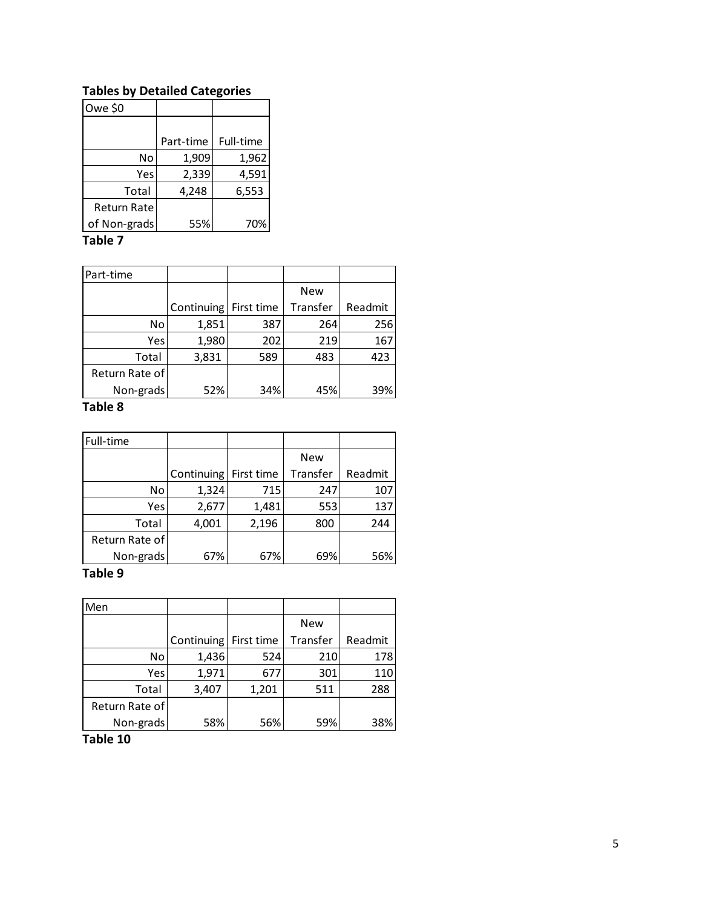## Tables by Detailed Categories

| Owe $0 | Part-time | Full-time |
|---|---|---|
| No | 1,909 | 1,962 |
| Yes | 2,339 | 4,591 |
| Total | 4,248 | 6,553 |
| Return Rate of Non-grads | 55% | 70% |

**Table 7**

| Part-time | Continuing | First time | New Transfer | Readmit |
|---|---|---|---|---|
| No | 1,851 | 387 | 264 | 256 |
| Yes | 1,980 | 202 | 219 | 167 |
| Total | 3,831 | 589 | 483 | 423 |
| Return Rate of Non-grads | 52% | 34% | 45% | 39% |

**Table 8**

| Full-time | Continuing | First time | New Transfer | Readmit |
|---|---|---|---|---|
| No | 1,324 | 715 | 247 | 107 |
| Yes | 2,677 | 1,481 | 553 | 137 |
| Total | 4,001 | 2,196 | 800 | 244 |
| Return Rate of Non-grads | 67% | 67% | 69% | 56% |

**Table 9**

| Men | Continuing | First time | New Transfer | Readmit |
|---|---|---|---|---|
| No | 1,436 | 524 | 210 | 178 |
| Yes | 1,971 | 677 | 301 | 110 |
| Total | 3,407 | 1,201 | 511 | 288 |
| Return Rate of Non-grads | 58% | 56% | 59% | 38% |

**Table 10**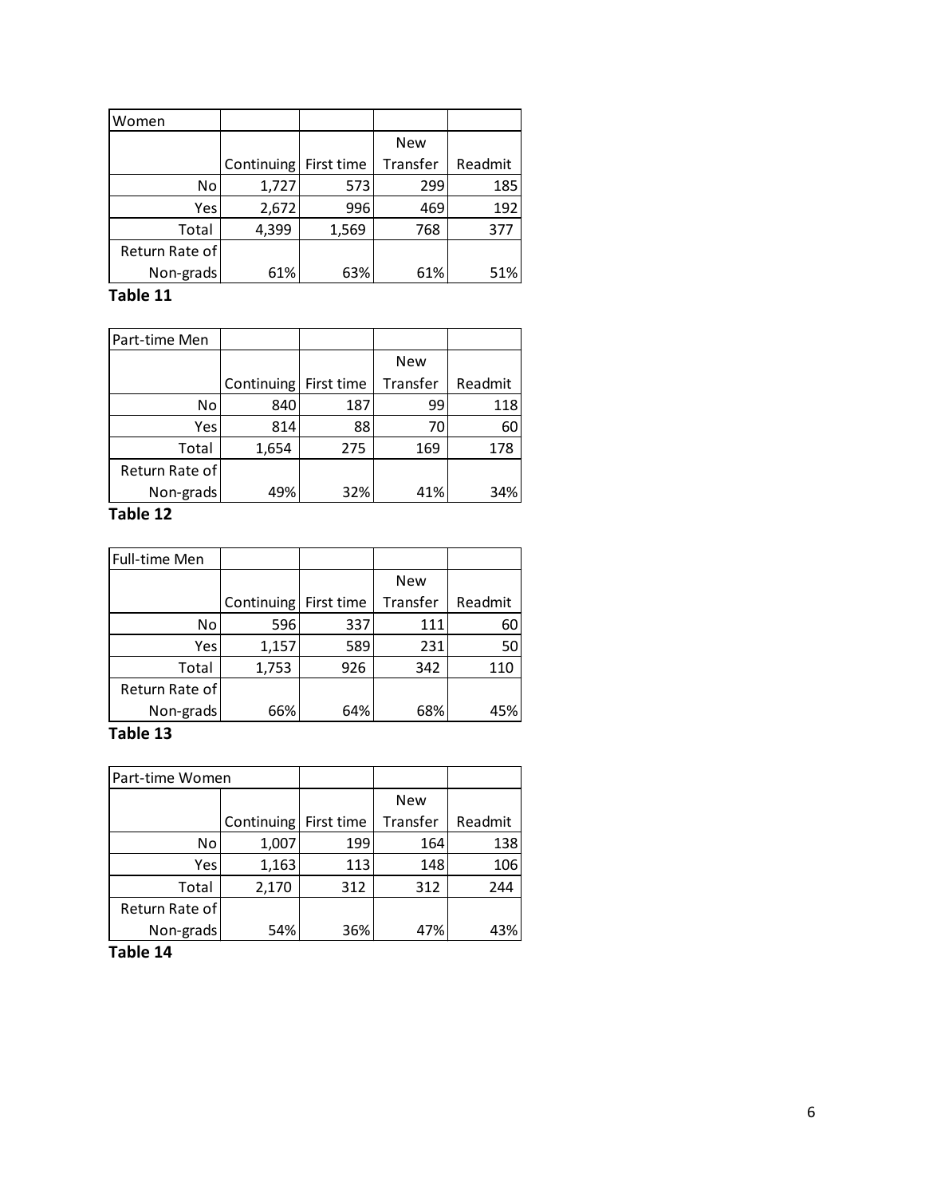| Women | | | | |
|---|---|---|---|---|
| | Continuing | First time | New Transfer | Readmit |
| No | 1,727 | 573 | 299 | 185 |
| Yes | 2,672 | 996 | 469 | 192 |
| Total | 4,399 | 1,569 | 768 | 377 |
| Return Rate of Non-grads | 61% | 63% | 61% | 51% |

**Table 11**

| Part-time Men | | | | |
|---|---|---|---|---|
| | Continuing | First time | New Transfer | Readmit |
| No | 840 | 187 | 99 | 118 |
| Yes | 814 | 88 | 70 | 60 |
| Total | 1,654 | 275 | 169 | 178 |
| Return Rate of Non-grads | 49% | 32% | 41% | 34% |

**Table 12**

| Full-time Men | | | | |
|---|---|---|---|---|
| | Continuing | First time | New Transfer | Readmit |
| No | 596 | 337 | 111 | 60 |
| Yes | 1,157 | 589 | 231 | 50 |
| Total | 1,753 | 926 | 342 | 110 |
| Return Rate of Non-grads | 66% | 64% | 68% | 45% |

**Table 13**

| Part-time Women | | | | |
|---|---|---|---|---|
| | Continuing | First time | New Transfer | Readmit |
| No | 1,007 | 199 | 164 | 138 |
| Yes | 1,163 | 113 | 148 | 106 |
| Total | 2,170 | 312 | 312 | 244 |
| Return Rate of Non-grads | 54% | 36% | 47% | 43% |

**Table 14**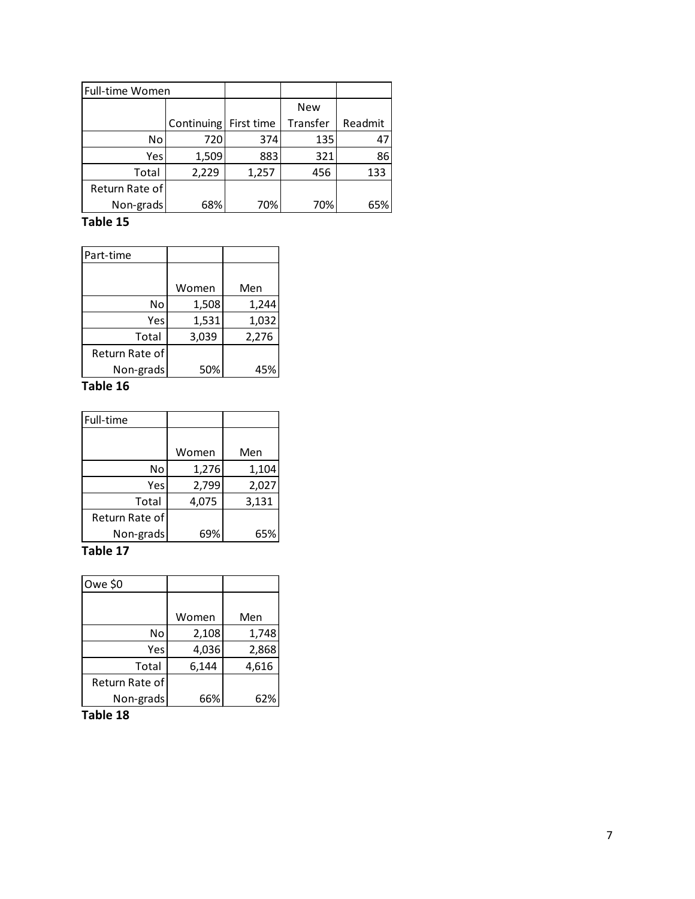| Full-time Women | | | | |
|---|---|---|---|---|
| | Continuing | First time | New Transfer | Readmit |
| No | 720 | 374 | 135 | 47 |
| Yes | 1,509 | 883 | 321 | 86 |
| Total | 2,229 | 1,257 | 456 | 133 |
| Return Rate of Non-grads | 68% | 70% | 70% | 65% |

**Table 15**

| Part-time | | |
|---|---|---|
| | Women | Men |
| No | 1,508 | 1,244 |
| Yes | 1,531 | 1,032 |
| Total | 3,039 | 2,276 |
| Return Rate of Non-grads | 50% | 45% |

**Table 16**

| Full-time | | |
|---|---|---|
| | Women | Men |
| No | 1,276 | 1,104 |
| Yes | 2,799 | 2,027 |
| Total | 4,075 | 3,131 |
| Return Rate of Non-grads | 69% | 65% |

**Table 17**

| Owe $0 | | |
|---|---|---|
| | Women | Men |
| No | 2,108 | 1,748 |
| Yes | 4,036 | 2,868 |
| Total | 6,144 | 4,616 |
| Return Rate of Non-grads | 66% | 62% |

**Table 18**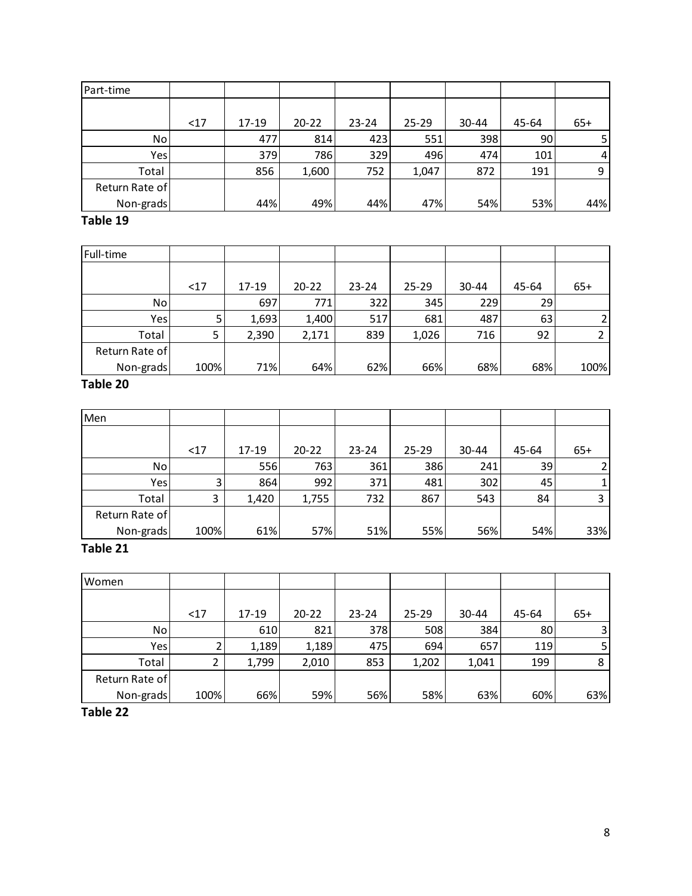| Part-time | | | | | | | | |
|---|---|---|---|---|---|---|---|---|
| | <17 | 17-19 | 20-22 | 23-24 | 25-29 | 30-44 | 45-64 | 65+ |
| No | | 477 | 814 | 423 | 551 | 398 | 90 | 5 |
| Yes | | 379 | 786 | 329 | 496 | 474 | 101 | 4 |
| Total | | 856 | 1,600 | 752 | 1,047 | 872 | 191 | 9 |
| Return Rate of Non-grads | | 44% | 49% | 44% | 47% | 54% | 53% | 44% |

**Table 19**

| Full-time | | | | | | | | |
|---|---|---|---|---|---|---|---|---|
| | <17 | 17-19 | 20-22 | 23-24 | 25-29 | 30-44 | 45-64 | 65+ |
| No | | 697 | 771 | 322 | 345 | 229 | 29 | |
| Yes | 5 | 1,693 | 1,400 | 517 | 681 | 487 | 63 | 2 |
| Total | 5 | 2,390 | 2,171 | 839 | 1,026 | 716 | 92 | 2 |
| Return Rate of Non-grads | 100% | 71% | 64% | 62% | 66% | 68% | 68% | 100% |

**Table 20**

| Men | | | | | | | | |
|---|---|---|---|---|---|---|---|---|
| | <17 | 17-19 | 20-22 | 23-24 | 25-29 | 30-44 | 45-64 | 65+ |
| No | | 556 | 763 | 361 | 386 | 241 | 39 | 2 |
| Yes | 3 | 864 | 992 | 371 | 481 | 302 | 45 | 1 |
| Total | 3 | 1,420 | 1,755 | 732 | 867 | 543 | 84 | 3 |
| Return Rate of Non-grads | 100% | 61% | 57% | 51% | 55% | 56% | 54% | 33% |

**Table 21**

| Women | | | | | | | | |
|---|---|---|---|---|---|---|---|---|
| | <17 | 17-19 | 20-22 | 23-24 | 25-29 | 30-44 | 45-64 | 65+ |
| No | | 610 | 821 | 378 | 508 | 384 | 80 | 3 |
| Yes | 2 | 1,189 | 1,189 | 475 | 694 | 657 | 119 | 5 |
| Total | 2 | 1,799 | 2,010 | 853 | 1,202 | 1,041 | 199 | 8 |
| Return Rate of Non-grads | 100% | 66% | 59% | 56% | 58% | 63% | 60% | 63% |

**Table 22**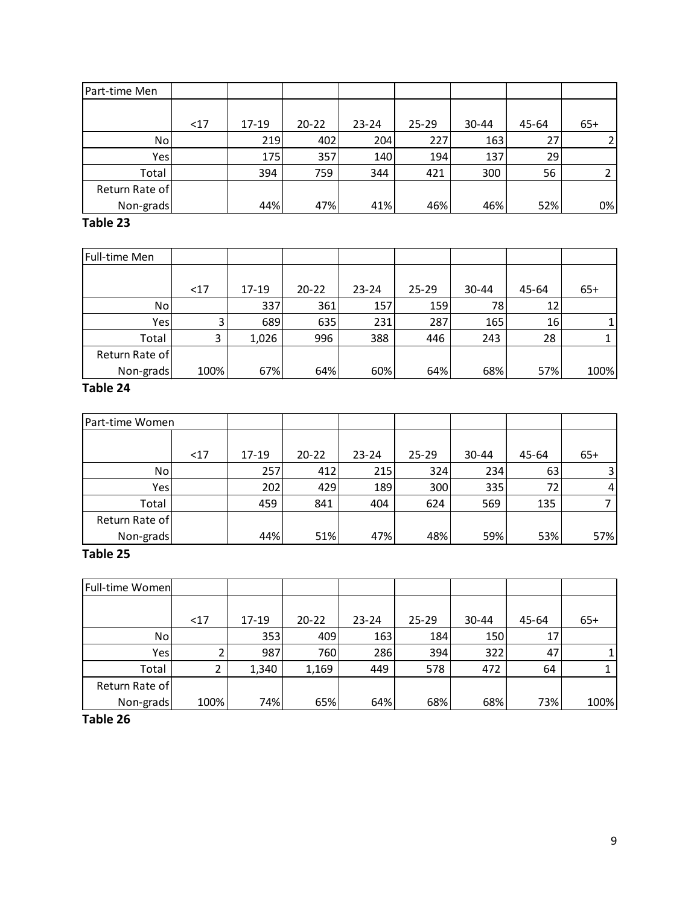| Part-time Men | | | | | | | | |
|---|---|---|---|---|---|---|---|---|
| | <17 | 17-19 | 20-22 | 23-24 | 25-29 | 30-44 | 45-64 | 65+ |
| No | | 219 | 402 | 204 | 227 | 163 | 27 | 2 |
| Yes | | 175 | 357 | 140 | 194 | 137 | 29 | |
| Total | | 394 | 759 | 344 | 421 | 300 | 56 | 2 |
| Return Rate of Non-grads | | 44% | 47% | 41% | 46% | 46% | 52% | 0% |

**Table 23**

| Full-time Men | | | | | | | | |
|---|---|---|---|---|---|---|---|---|
| | <17 | 17-19 | 20-22 | 23-24 | 25-29 | 30-44 | 45-64 | 65+ |
| No | | 337 | 361 | 157 | 159 | 78 | 12 | |
| Yes | 3 | 689 | 635 | 231 | 287 | 165 | 16 | 1 |
| Total | 3 | 1,026 | 996 | 388 | 446 | 243 | 28 | 1 |
| Return Rate of Non-grads | 100% | 67% | 64% | 60% | 64% | 68% | 57% | 100% |

**Table 24**

| Part-time Women | | | | | | | | |
|---|---|---|---|---|---|---|---|---|
| | <17 | 17-19 | 20-22 | 23-24 | 25-29 | 30-44 | 45-64 | 65+ |
| No | | 257 | 412 | 215 | 324 | 234 | 63 | 3 |
| Yes | | 202 | 429 | 189 | 300 | 335 | 72 | 4 |
| Total | | 459 | 841 | 404 | 624 | 569 | 135 | 7 |
| Return Rate of Non-grads | | 44% | 51% | 47% | 48% | 59% | 53% | 57% |

**Table 25**

| Full-time Women | | | | | | | | |
|---|---|---|---|---|---|---|---|---|
| | <17 | 17-19 | 20-22 | 23-24 | 25-29 | 30-44 | 45-64 | 65+ |
| No | | 353 | 409 | 163 | 184 | 150 | 17 | |
| Yes | 2 | 987 | 760 | 286 | 394 | 322 | 47 | 1 |
| Total | 2 | 1,340 | 1,169 | 449 | 578 | 472 | 64 | 1 |
| Return Rate of Non-grads | 100% | 74% | 65% | 64% | 68% | 68% | 73% | 100% |

**Table 26**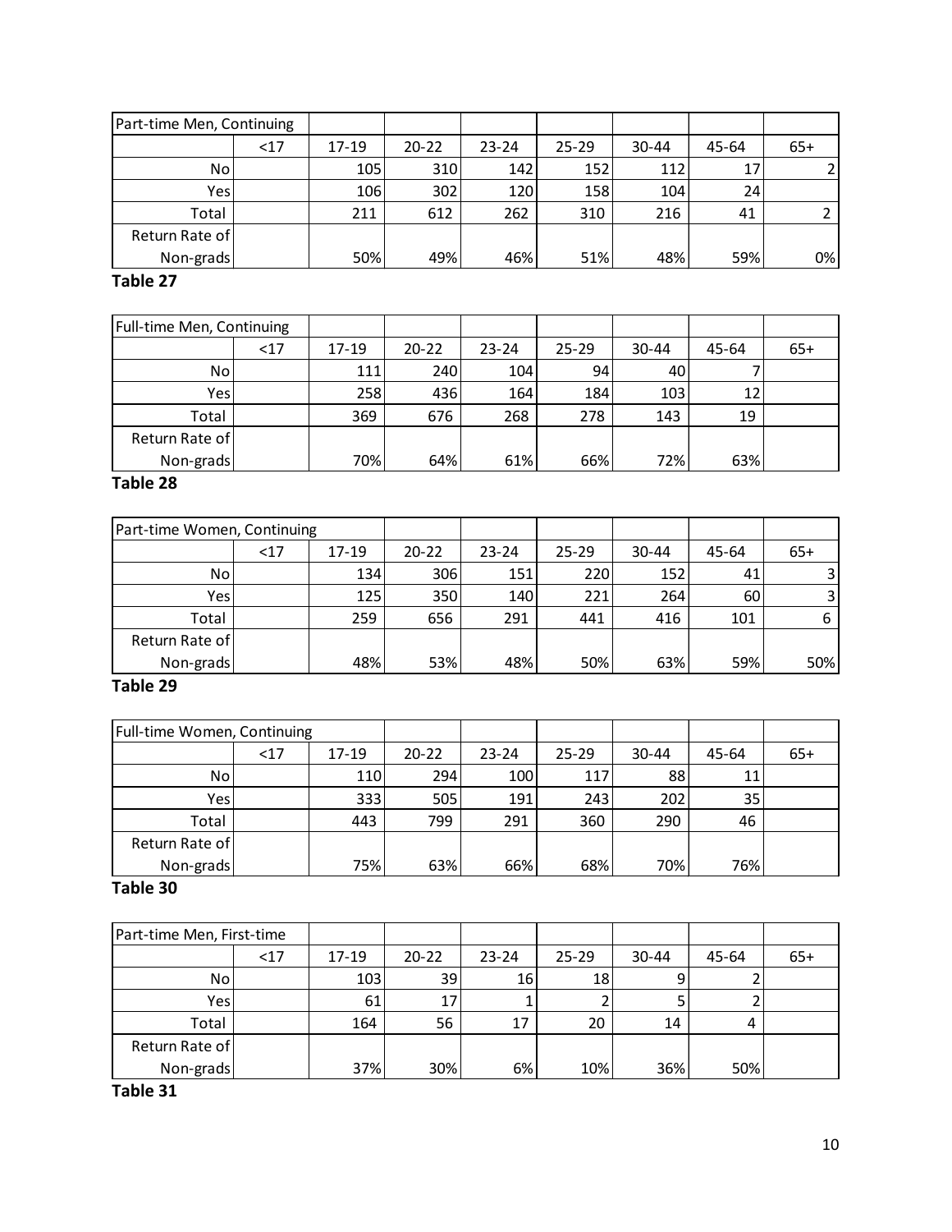| Part-time Men, Continuing | | | | | | | | |
|---|---|---|---|---|---|---|---|---|
| | <17 | 17-19 | 20-22 | 23-24 | 25-29 | 30-44 | 45-64 | 65+ |
| No | | 105 | 310 | 142 | 152 | 112 | 17 | 2 |
| Yes | | 106 | 302 | 120 | 158 | 104 | 24 | |
| Total | | 211 | 612 | 262 | 310 | 216 | 41 | 2 |
| Return Rate of Non-grads | | 50% | 49% | 46% | 51% | 48% | 59% | 0% |

**Table 27**

| Full-time Men, Continuing | | | | | | | | |
|---|---|---|---|---|---|---|---|---|
| | <17 | 17-19 | 20-22 | 23-24 | 25-29 | 30-44 | 45-64 | 65+ |
| No | | 111 | 240 | 104 | 94 | 40 | 7 | |
| Yes | | 258 | 436 | 164 | 184 | 103 | 12 | |
| Total | | 369 | 676 | 268 | 278 | 143 | 19 | |
| Return Rate of Non-grads | | 70% | 64% | 61% | 66% | 72% | 63% | |

**Table 28**

| Part-time Women, Continuing | | | | | | | | |
|---|---|---|---|---|---|---|---|---|
| | <17 | 17-19 | 20-22 | 23-24 | 25-29 | 30-44 | 45-64 | 65+ |
| No | | 134 | 306 | 151 | 220 | 152 | 41 | 3 |
| Yes | | 125 | 350 | 140 | 221 | 264 | 60 | 3 |
| Total | | 259 | 656 | 291 | 441 | 416 | 101 | 6 |
| Return Rate of Non-grads | | 48% | 53% | 48% | 50% | 63% | 59% | 50% |

**Table 29**

| Full-time Women, Continuing | | | | | | | | |
|---|---|---|---|---|---|---|---|---|
| | <17 | 17-19 | 20-22 | 23-24 | 25-29 | 30-44 | 45-64 | 65+ |
| No | | 110 | 294 | 100 | 117 | 88 | 11 | |
| Yes | | 333 | 505 | 191 | 243 | 202 | 35 | |
| Total | | 443 | 799 | 291 | 360 | 290 | 46 | |
| Return Rate of Non-grads | | 75% | 63% | 66% | 68% | 70% | 76% | |

**Table 30**

| Part-time Men, First-time | | | | | | | | |
|---|---|---|---|---|---|---|---|---|
| | <17 | 17-19 | 20-22 | 23-24 | 25-29 | 30-44 | 45-64 | 65+ |
| No | | 103 | 39 | 16 | 18 | 9 | 2 | |
| Yes | | 61 | 17 | 1 | 2 | 5 | 2 | |
| Total | | 164 | 56 | 17 | 20 | 14 | 4 | |
| Return Rate of Non-grads | | 37% | 30% | 6% | 10% | 36% | 50% | |

**Table 31**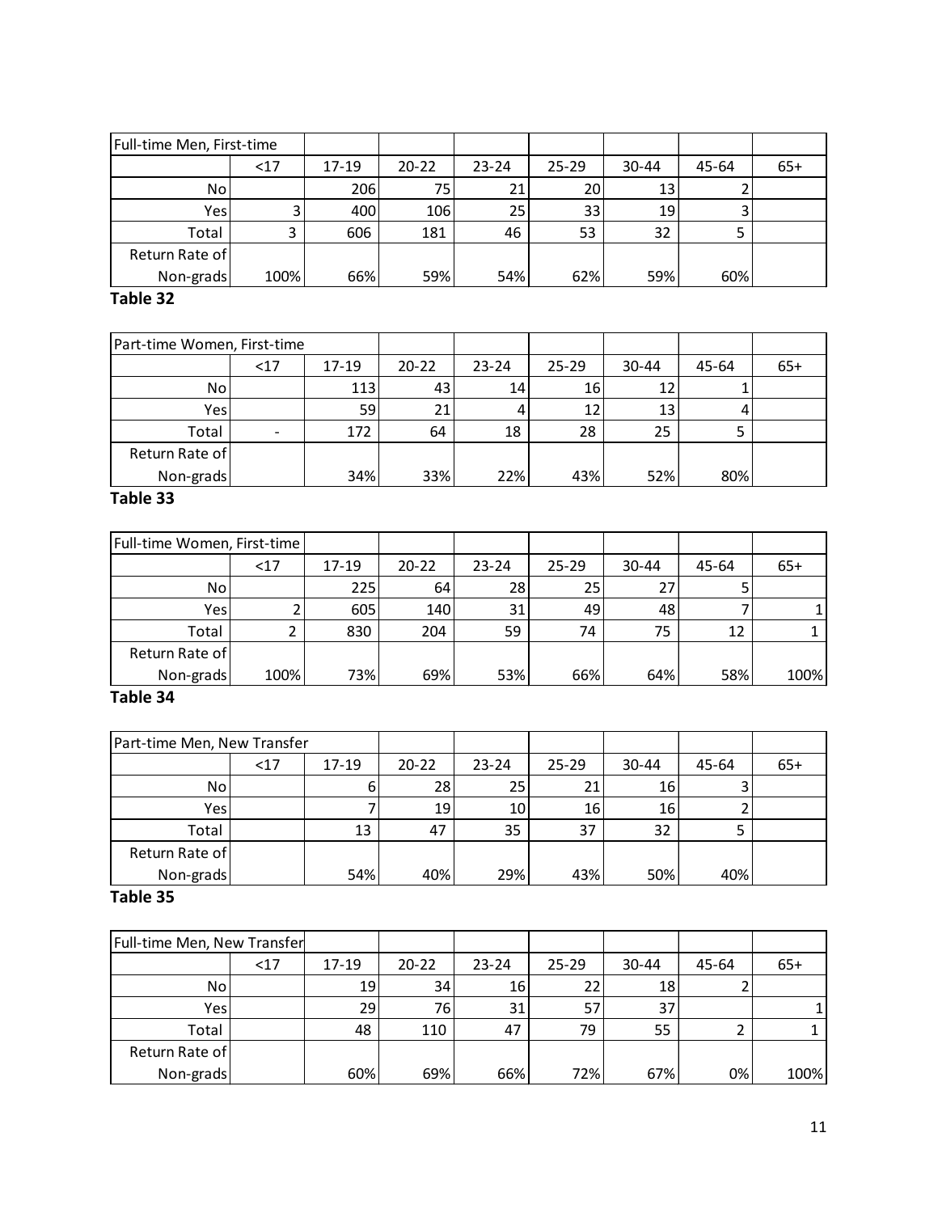| Full-time Men, First-time | | | | | | | | |
|---|---|---|---|---|---|---|---|---|
| | <17 | 17-19 | 20-22 | 23-24 | 25-29 | 30-44 | 45-64 | 65+ |
| No | | 206 | 75 | 21 | 20 | 13 | 2 | |
| Yes | 3 | 400 | 106 | 25 | 33 | 19 | 3 | |
| Total | 3 | 606 | 181 | 46 | 53 | 32 | 5 | |
| Return Rate of Non-grads | 100% | 66% | 59% | 54% | 62% | 59% | 60% | |

**Table 32**

| Part-time Women, First-time | | | | | | | | |
|---|---|---|---|---|---|---|---|---|
| | <17 | 17-19 | 20-22 | 23-24 | 25-29 | 30-44 | 45-64 | 65+ |
| No | | 113 | 43 | 14 | 16 | 12 | 1 | |
| Yes | | 59 | 21 | 4 | 12 | 13 | 4 | |
| Total | - | 172 | 64 | 18 | 28 | 25 | 5 | |
| Return Rate of Non-grads | | 34% | 33% | 22% | 43% | 52% | 80% | |

**Table 33**

| Full-time Women, First-time | | | | | | | | |
|---|---|---|---|---|---|---|---|---|
| | <17 | 17-19 | 20-22 | 23-24 | 25-29 | 30-44 | 45-64 | 65+ |
| No | | 225 | 64 | 28 | 25 | 27 | 5 | |
| Yes | 2 | 605 | 140 | 31 | 49 | 48 | 7 | 1 |
| Total | 2 | 830 | 204 | 59 | 74 | 75 | 12 | 1 |
| Return Rate of Non-grads | 100% | 73% | 69% | 53% | 66% | 64% | 58% | 100% |

**Table 34**

| Part-time Men, New Transfer | | | | | | | | |
|---|---|---|---|---|---|---|---|---|
| | <17 | 17-19 | 20-22 | 23-24 | 25-29 | 30-44 | 45-64 | 65+ |
| No | | 6 | 28 | 25 | 21 | 16 | 3 | |
| Yes | | 7 | 19 | 10 | 16 | 16 | 2 | |
| Total | | 13 | 47 | 35 | 37 | 32 | 5 | |
| Return Rate of Non-grads | | 54% | 40% | 29% | 43% | 50% | 40% | |

**Table 35**

| Full-time Men, New Transfer | | | | | | | | |
|---|---|---|---|---|---|---|---|---|
| | <17 | 17-19 | 20-22 | 23-24 | 25-29 | 30-44 | 45-64 | 65+ |
| No | | 19 | 34 | 16 | 22 | 18 | 2 | |
| Yes | | 29 | 76 | 31 | 57 | 37 | | 1 |
| Total | | 48 | 110 | 47 | 79 | 55 | 2 | 1 |
| Return Rate of Non-grads | | 60% | 69% | 66% | 72% | 67% | 0% | 100% |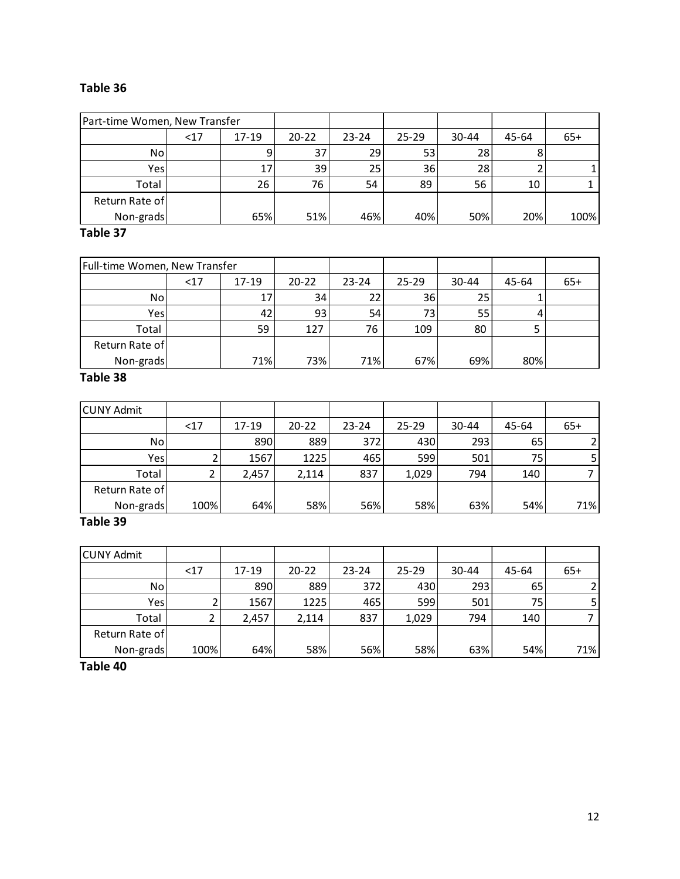**Table 36**

| Part-time Women, New Transfer | | | | | | | | |
|---|---|---|---|---|---|---|---|---|
| | <17 | 17-19 | 20-22 | 23-24 | 25-29 | 30-44 | 45-64 | 65+ |
| No | | 9 | 37 | 29 | 53 | 28 | 8 | |
| Yes | | 17 | 39 | 25 | 36 | 28 | 2 | 1 |
| Total | | 26 | 76 | 54 | 89 | 56 | 10 | 1 |
| Return Rate of Non-grads | | 65% | 51% | 46% | 40% | 50% | 20% | 100% |

**Table 37**

| Full-time Women, New Transfer | | | | | | | | |
|---|---|---|---|---|---|---|---|---|
| | <17 | 17-19 | 20-22 | 23-24 | 25-29 | 30-44 | 45-64 | 65+ |
| No | | 17 | 34 | 22 | 36 | 25 | 1 | |
| Yes | | 42 | 93 | 54 | 73 | 55 | 4 | |
| Total | | 59 | 127 | 76 | 109 | 80 | 5 | |
| Return Rate of Non-grads | | 71% | 73% | 71% | 67% | 69% | 80% | |

**Table 38**

| CUNY Admit | | | | | | | | |
|---|---|---|---|---|---|---|---|---|
| | <17 | 17-19 | 20-22 | 23-24 | 25-29 | 30-44 | 45-64 | 65+ |
| No | | 890 | 889 | 372 | 430 | 293 | 65 | 2 |
| Yes | 2 | 1567 | 1225 | 465 | 599 | 501 | 75 | 5 |
| Total | 2 | 2,457 | 2,114 | 837 | 1,029 | 794 | 140 | 7 |
| Return Rate of Non-grads | 100% | 64% | 58% | 56% | 58% | 63% | 54% | 71% |

**Table 39**

| CUNY Admit | | | | | | | | |
|---|---|---|---|---|---|---|---|---|
| | <17 | 17-19 | 20-22 | 23-24 | 25-29 | 30-44 | 45-64 | 65+ |
| No | | 890 | 889 | 372 | 430 | 293 | 65 | 2 |
| Yes | 2 | 1567 | 1225 | 465 | 599 | 501 | 75 | 5 |
| Total | 2 | 2,457 | 2,114 | 837 | 1,029 | 794 | 140 | 7 |
| Return Rate of Non-grads | 100% | 64% | 58% | 56% | 58% | 63% | 54% | 71% |

**Table 40**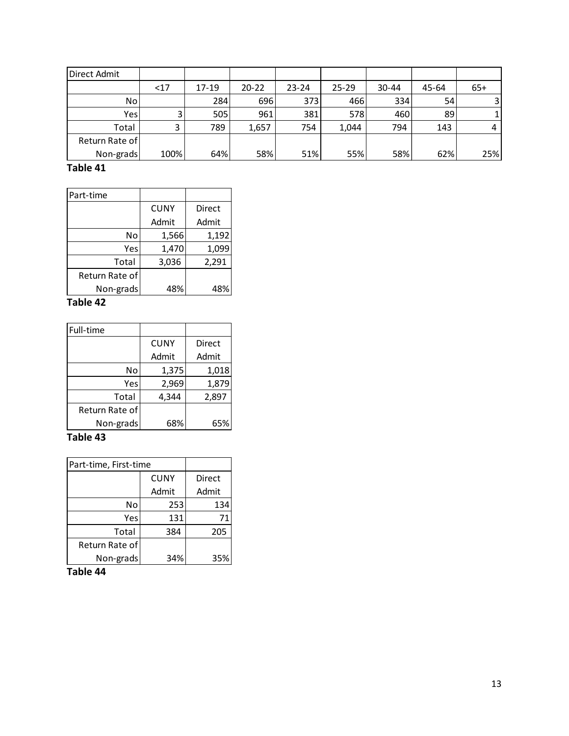| Direct Admit | | | | | | | | |
|---|---|---|---|---|---|---|---|---|
| | <17 | 17-19 | 20-22 | 23-24 | 25-29 | 30-44 | 45-64 | 65+ |
| No | | 284 | 696 | 373 | 466 | 334 | 54 | 3 |
| Yes | 3 | 505 | 961 | 381 | 578 | 460 | 89 | 1 |
| Total | 3 | 789 | 1,657 | 754 | 1,044 | 794 | 143 | 4 |
| Return Rate of Non-grads | 100% | 64% | 58% | 51% | 55% | 58% | 62% | 25% |

**Table 41**

| Part-time | | |
|---|---|---|
| | CUNY Admit | Direct Admit |
| No | 1,566 | 1,192 |
| Yes | 1,470 | 1,099 |
| Total | 3,036 | 2,291 |
| Return Rate of Non-grads | 48% | 48% |

**Table 42**

| Full-time | | |
|---|---|---|
| | CUNY Admit | Direct Admit |
| No | 1,375 | 1,018 |
| Yes | 2,969 | 1,879 |
| Total | 4,344 | 2,897 |
| Return Rate of Non-grads | 68% | 65% |

**Table 43**

| Part-time, First-time | | |
|---|---|---|
| | CUNY Admit | Direct Admit |
| No | 253 | 134 |
| Yes | 131 | 71 |
| Total | 384 | 205 |
| Return Rate of Non-grads | 34% | 35% |

**Table 44**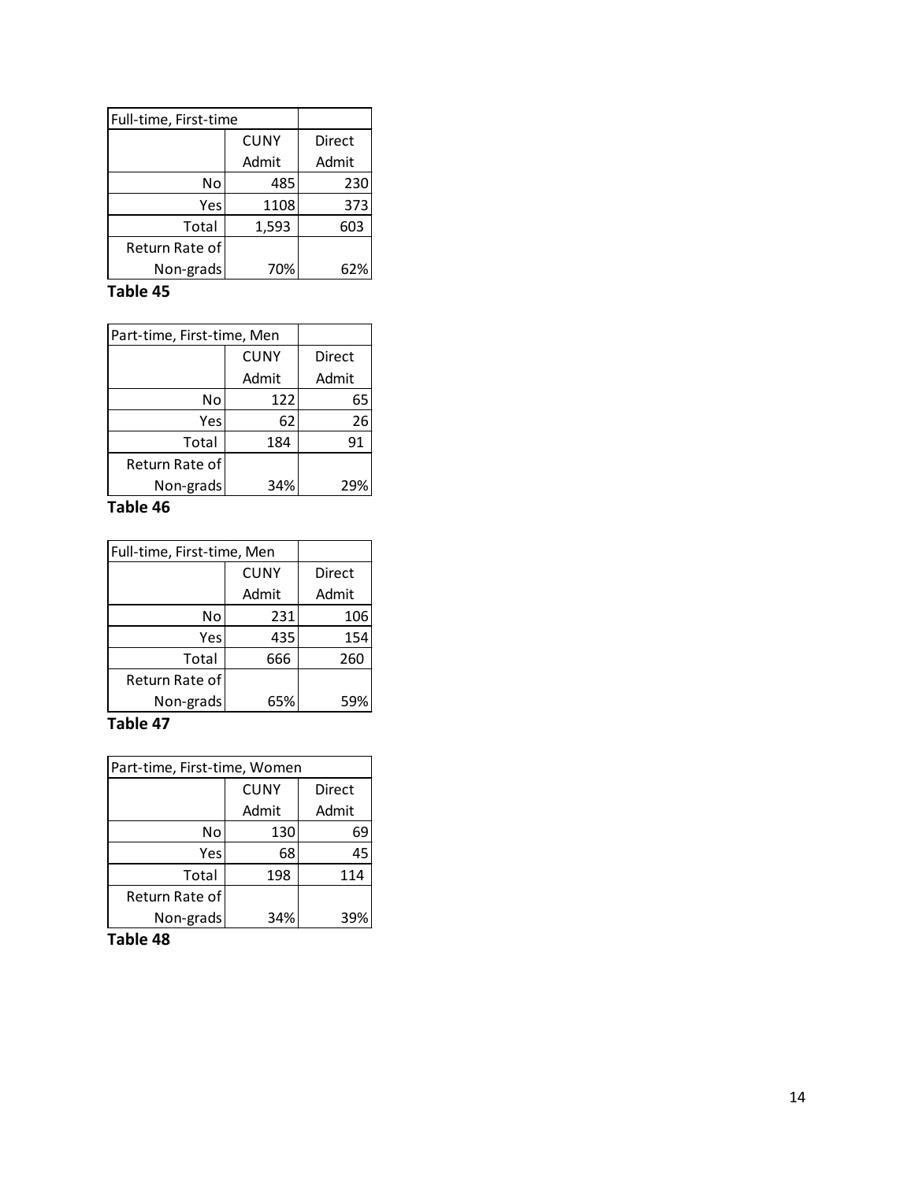| Full-time, First-time | | |
|---|---|---|
| | CUNY Admit | Direct Admit |
| No | 485 | 230 |
| Yes | 1108 | 373 |
| Total | 1,593 | 603 |
| Return Rate of Non-grads | 70% | 62% |

**Table 45**

| Part-time, First-time, Men | | |
|---|---|---|
| | CUNY Admit | Direct Admit |
| No | 122 | 65 |
| Yes | 62 | 26 |
| Total | 184 | 91 |
| Return Rate of Non-grads | 34% | 29% |

**Table 46**

| Full-time, First-time, Men | | |
|---|---|---|
| | CUNY Admit | Direct Admit |
| No | 231 | 106 |
| Yes | 435 | 154 |
| Total | 666 | 260 |
| Return Rate of Non-grads | 65% | 59% |

**Table 47**

| Part-time, First-time, Women | | |
|---|---|---|
| | CUNY Admit | Direct Admit |
| No | 130 | 69 |
| Yes | 68 | 45 |
| Total | 198 | 114 |
| Return Rate of Non-grads | 34% | 39% |

**Table 48**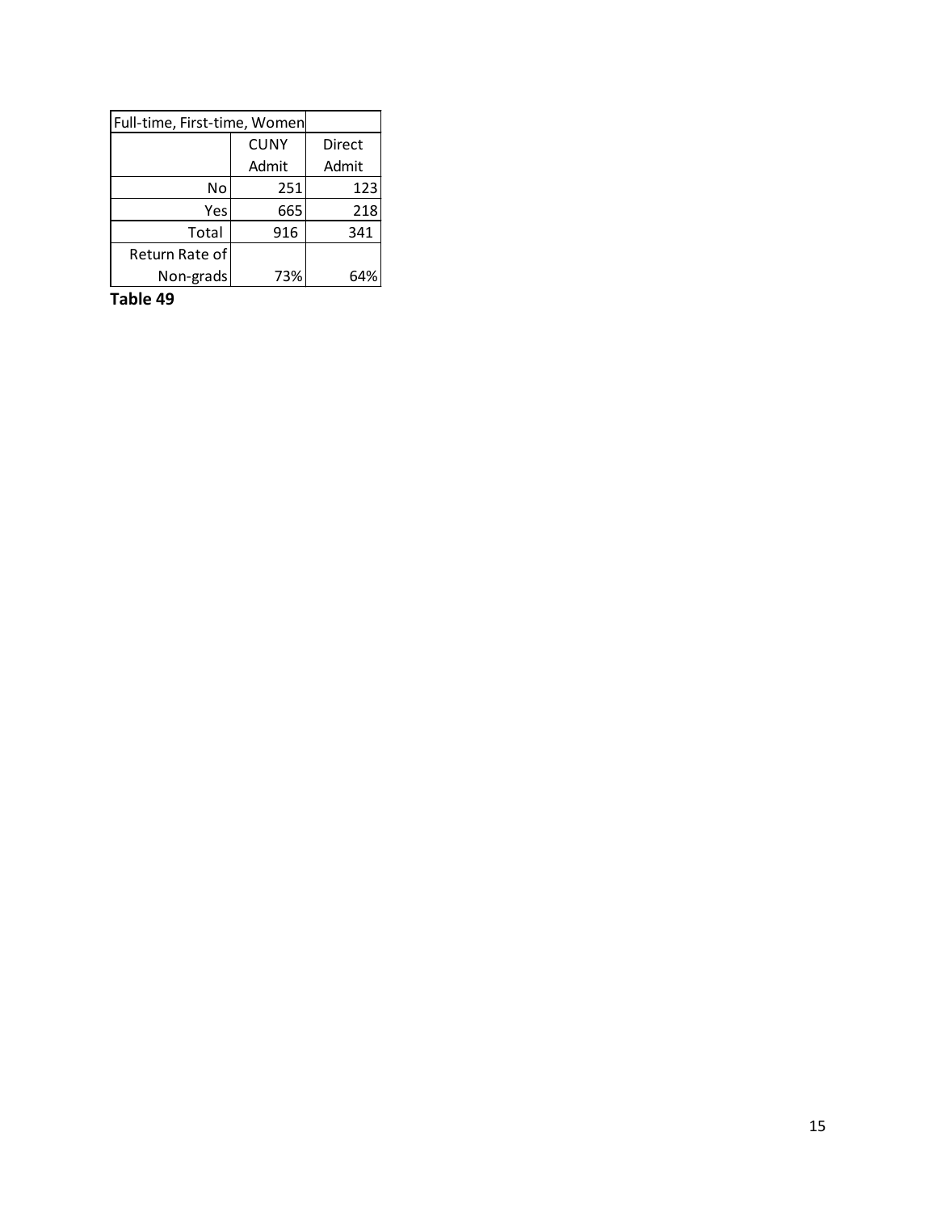| Full-time, First-time, Women | | |
|---|---|---|
| | CUNY Admit | Direct Admit |
| No | 251 | 123 |
| Yes | 665 | 218 |
| Total | 916 | 341 |
| Return Rate of Non-grads | 73% | 64% |

**Table 49**